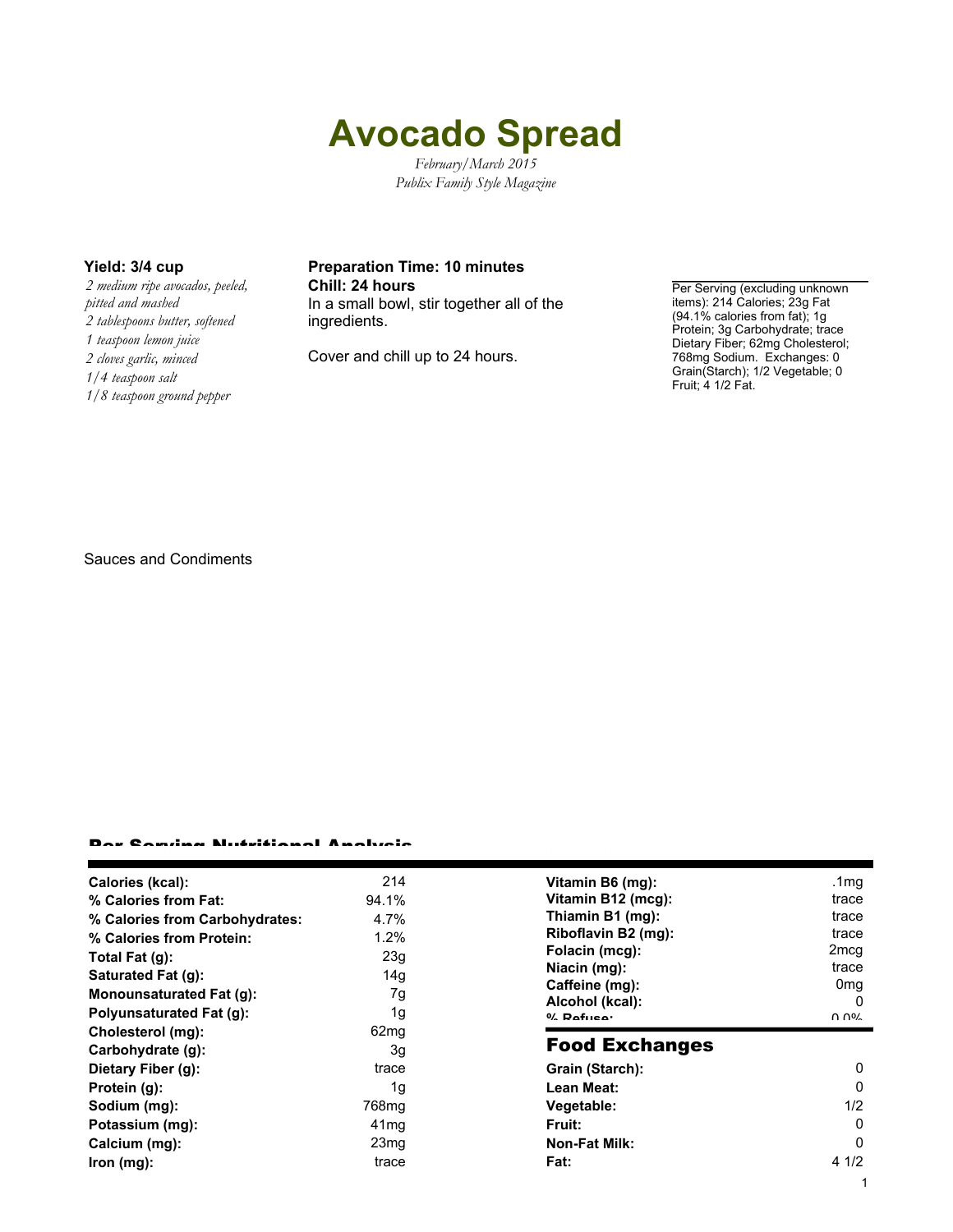# Avocado Spread

*February/March 2015*
*Publix Family Style Magazine*

**Yield: 3/4 cup**

*2 medium ripe avocados, peeled, pitted and mashed*
*2 tablespoons butter, softened*
*1 teaspoon lemon juice*
*2 cloves garlic, minced*
*1/4 teaspoon salt*
*1/8 teaspoon ground pepper*

**Preparation Time: 10 minutes**
**Chill: 24 hours**

In a small bowl, stir together all of the ingredients.

Cover and chill up to 24 hours.

Per Serving (excluding unknown items): 214 Calories; 23g Fat (94.1% calories from fat); 1g Protein; 3g Carbohydrate; trace Dietary Fiber; 62mg Cholesterol; 768mg Sodium. Exchanges: 0 Grain(Starch); 1/2 Vegetable; 0 Fruit; 4 1/2 Fat.

Sauces and Condiments

## Per Serving Nutritional Analysis

| | |
|---|---|
| **Calories (kcal):** | 214 |
| **% Calories from Fat:** | 94.1% |
| **% Calories from Carbohydrates:** | 4.7% |
| **% Calories from Protein:** | 1.2% |
| **Total Fat (g):** | 23g |
| **Saturated Fat (g):** | 14g |
| **Monounsaturated Fat (g):** | 7g |
| **Polyunsaturated Fat (g):** | 1g |
| **Cholesterol (mg):** | 62mg |
| **Carbohydrate (g):** | 3g |
| **Dietary Fiber (g):** | trace |
| **Protein (g):** | 1g |
| **Sodium (mg):** | 768mg |
| **Potassium (mg):** | 41mg |
| **Calcium (mg):** | 23mg |
| **Iron (mg):** | trace |
| **Vitamin B6 (mg):** | .1mg |
| **Vitamin B12 (mcg):** | trace |
| **Thiamin B1 (mg):** | trace |
| **Riboflavin B2 (mg):** | trace |
| **Folacin (mcg):** | 2mcg |
| **Niacin (mg):** | trace |
| **Caffeine (mg):** | 0mg |
| **Alcohol (kcal):** | 0 |
| **% Refuse:** | 0.0% |

## Food Exchanges

| | |
|---|---|
| **Grain (Starch):** | 0 |
| **Lean Meat:** | 0 |
| **Vegetable:** | 1/2 |
| **Fruit:** | 0 |
| **Non-Fat Milk:** | 0 |
| **Fat:** | 4 1/2 |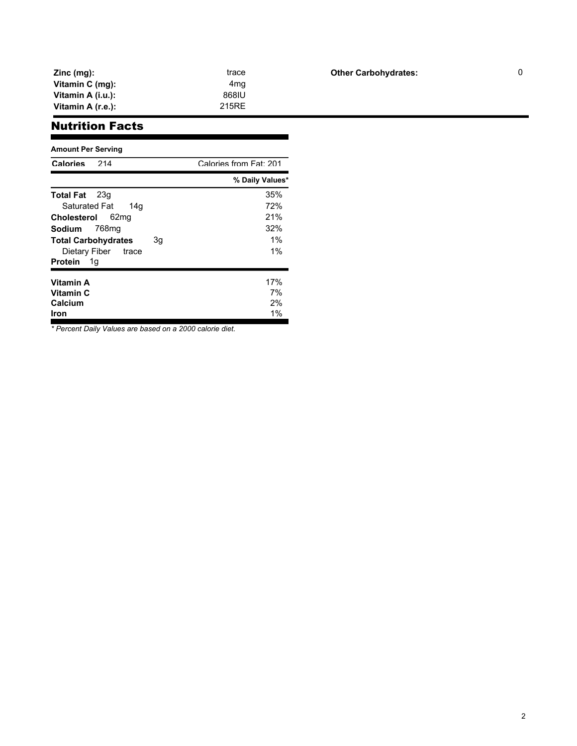| | | | |
|---|---|---|---|
| **Zinc (mg):** | trace | **Other Carbohydrates:** | 0 |
| **Vitamin C (mg):** | 4mg | | |
| **Vitamin A (i.u.):** | 868IU | | |
| **Vitamin A (r.e.):** | 215RE | | |

## Nutrition Facts

**Amount Per Serving**

| **Calories** 214 | Calories from Fat: 201 |
|---|---|
| | **% Daily Values*** |
| **Total Fat** 23g | 35% |
| Saturated Fat 14g | 72% |
| **Cholesterol** 62mg | 21% |
| **Sodium** 768mg | 32% |
| **Total Carbohydrates** 3g | 1% |
| Dietary Fiber trace | 1% |
| **Protein** 1g | |
| **Vitamin A** | 17% |
| **Vitamin C** | 7% |
| **Calcium** | 2% |
| **Iron** | 1% |

*\* Percent Daily Values are based on a 2000 calorie diet.*